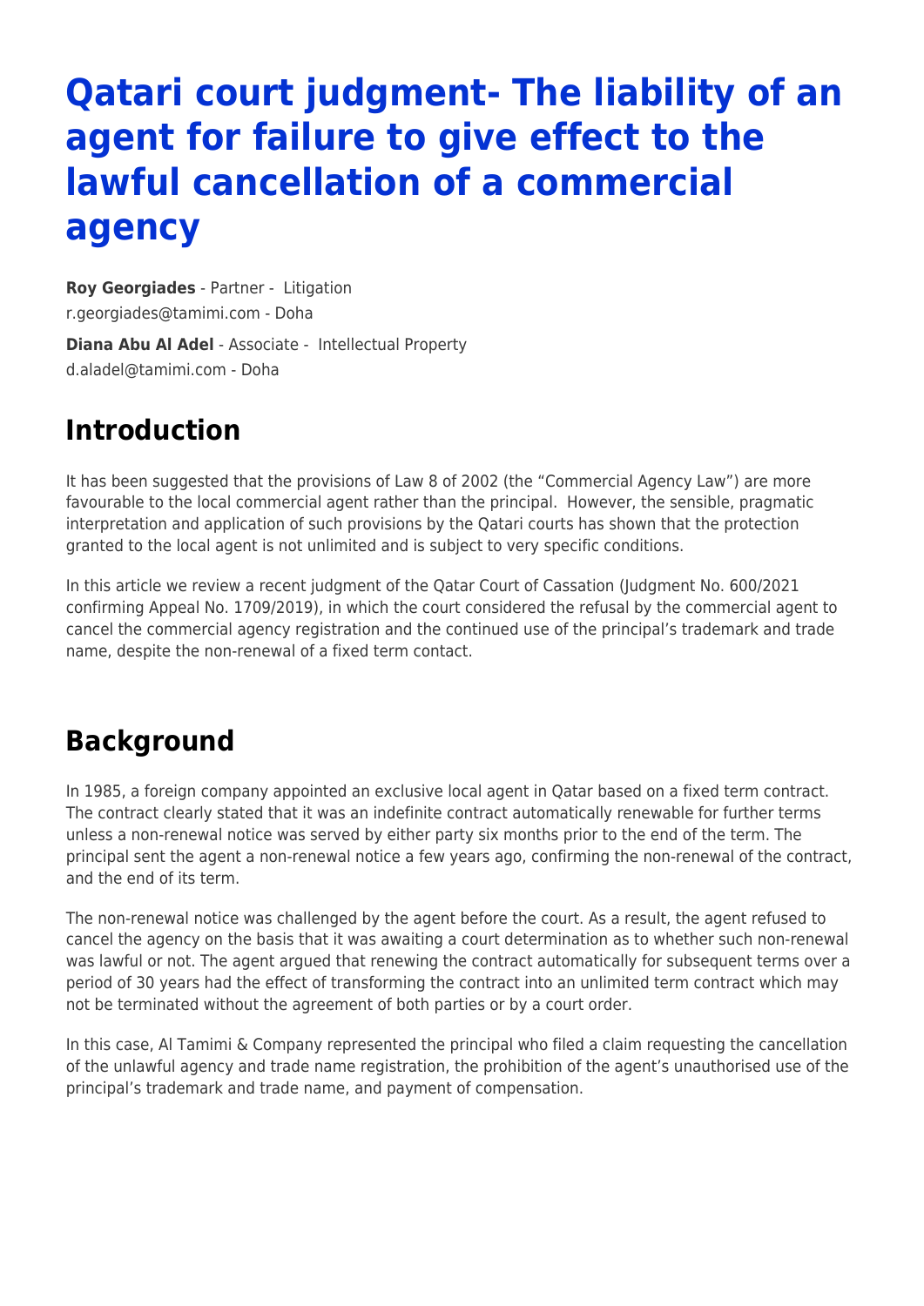# Qatari court judgment- The liability of an agent for failure to give effect to the lawful cancellation of a commercial agency

**Roy Georgiades** - Partner - Litigation
r.georgiades@tamimi.com - Doha

**Diana Abu Al Adel** - Associate - Intellectual Property
d.aladel@tamimi.com - Doha

## Introduction

It has been suggested that the provisions of Law 8 of 2002 (the "Commercial Agency Law") are more favourable to the local commercial agent rather than the principal. However, the sensible, pragmatic interpretation and application of such provisions by the Qatari courts has shown that the protection granted to the local agent is not unlimited and is subject to very specific conditions.

In this article we review a recent judgment of the Qatar Court of Cassation (Judgment No. 600/2021 confirming Appeal No. 1709/2019), in which the court considered the refusal by the commercial agent to cancel the commercial agency registration and the continued use of the principal's trademark and trade name, despite the non-renewal of a fixed term contact.

## Background

In 1985, a foreign company appointed an exclusive local agent in Qatar based on a fixed term contract. The contract clearly stated that it was an indefinite contract automatically renewable for further terms unless a non-renewal notice was served by either party six months prior to the end of the term. The principal sent the agent a non-renewal notice a few years ago, confirming the non-renewal of the contract, and the end of its term.

The non-renewal notice was challenged by the agent before the court. As a result, the agent refused to cancel the agency on the basis that it was awaiting a court determination as to whether such non-renewal was lawful or not. The agent argued that renewing the contract automatically for subsequent terms over a period of 30 years had the effect of transforming the contract into an unlimited term contract which may not be terminated without the agreement of both parties or by a court order.

In this case, Al Tamimi & Company represented the principal who filed a claim requesting the cancellation of the unlawful agency and trade name registration, the prohibition of the agent's unauthorised use of the principal's trademark and trade name, and payment of compensation.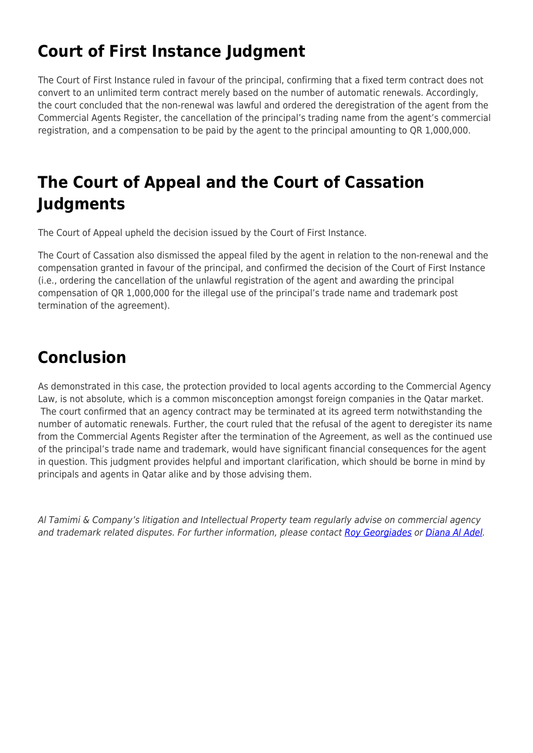## Court of First Instance Judgment

The Court of First Instance ruled in favour of the principal, confirming that a fixed term contract does not convert to an unlimited term contract merely based on the number of automatic renewals. Accordingly, the court concluded that the non-renewal was lawful and ordered the deregistration of the agent from the Commercial Agents Register, the cancellation of the principal's trading name from the agent's commercial registration, and a compensation to be paid by the agent to the principal amounting to QR 1,000,000.

## The Court of Appeal and the Court of Cassation Judgments

The Court of Appeal upheld the decision issued by the Court of First Instance.

The Court of Cassation also dismissed the appeal filed by the agent in relation to the non-renewal and the compensation granted in favour of the principal, and confirmed the decision of the Court of First Instance (i.e., ordering the cancellation of the unlawful registration of the agent and awarding the principal compensation of QR 1,000,000 for the illegal use of the principal's trade name and trademark post termination of the agreement).

## Conclusion

As demonstrated in this case, the protection provided to local agents according to the Commercial Agency Law, is not absolute, which is a common misconception amongst foreign companies in the Qatar market. The court confirmed that an agency contract may be terminated at its agreed term notwithstanding the number of automatic renewals. Further, the court ruled that the refusal of the agent to deregister its name from the Commercial Agents Register after the termination of the Agreement, as well as the continued use of the principal's trade name and trademark, would have significant financial consequences for the agent in question. This judgment provides helpful and important clarification, which should be borne in mind by principals and agents in Qatar alike and by those advising them.

*Al Tamimi & Company's litigation and Intellectual Property team regularly advise on commercial agency and trademark related disputes. For further information, please contact [Roy Georgiades]() or [Diana Al Adel]().*